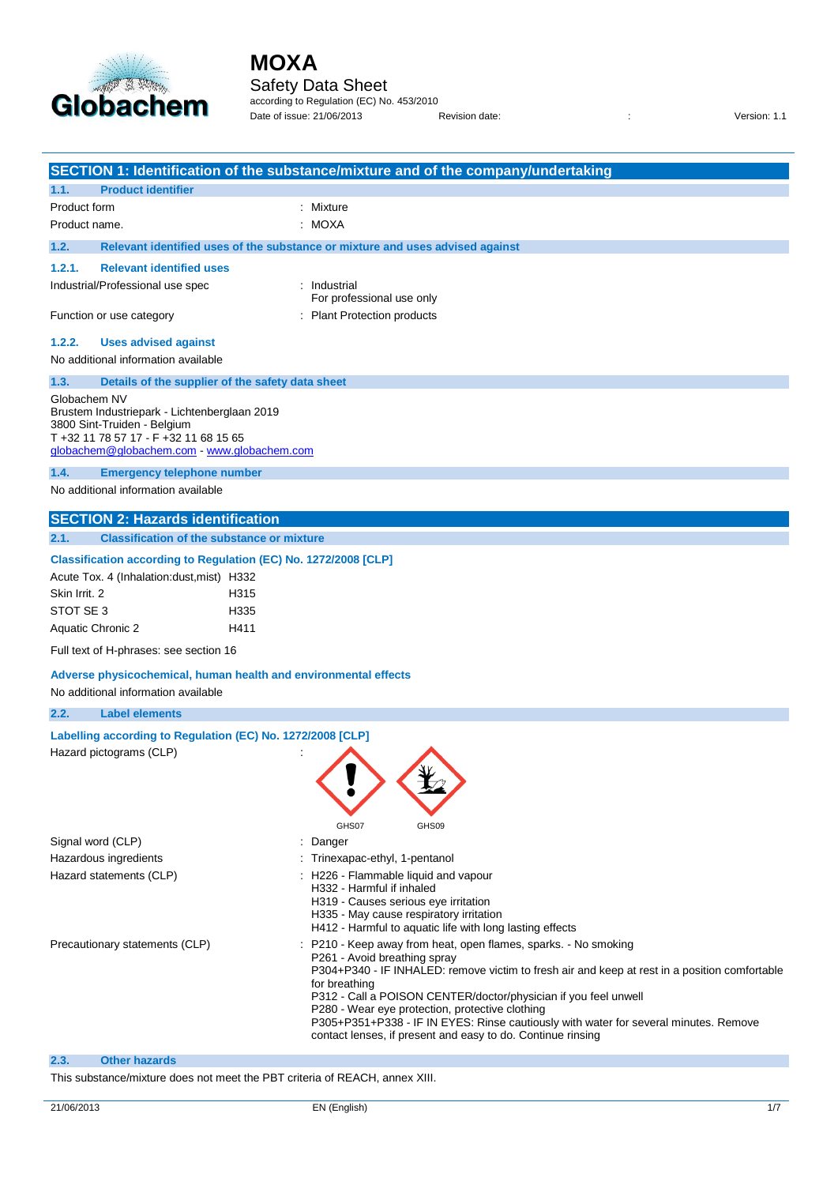# MOXA

## Safety Data Sheet

according to Regulation (EC) No. 453/2010

Date of issue: 21/06/2013 Revision date: : Version: 1.1

## SECTION 1: Identification of the substance/mixture and of the company/undertaking

### 1.1. Product identifier

Product form : Mixture

Product name. : MOXA

### 1.2. Relevant identified uses of the substance or mixture and uses advised against

#### 1.2.1. Relevant identified uses

Industrial/Professional use spec : Industrial
For professional use only

Function or use category : Plant Protection products

#### 1.2.2. Uses advised against

No additional information available

### 1.3. Details of the supplier of the safety data sheet

Globachem NV
Brustem Industriepark - Lichtenberglaan 2019
3800 Sint-Truiden - Belgium
T +32 11 78 57 17 - F +32 11 68 15 65
globachem@globachem.com - www.globachem.com

### 1.4. Emergency telephone number

No additional information available

## SECTION 2: Hazards identification

### 2.1. Classification of the substance or mixture

**Classification according to Regulation (EC) No. 1272/2008 [CLP]**

| | |
|---|---|
| Acute Tox. 4 (Inhalation:dust,mist) | H332 |
| Skin Irrit. 2 | H315 |
| STOT SE 3 | H335 |
| Aquatic Chronic 2 | H411 |

Full text of H-phrases: see section 16

**Adverse physicochemical, human health and environmental effects**

No additional information available

### 2.2. Label elements

**Labelling according to Regulation (EC) No. 1272/2008 [CLP]**

Hazard pictograms (CLP) :

GHS07 GHS09

Signal word (CLP) : Danger

Hazardous ingredients : Trinexapac-ethyl, 1-pentanol

Hazard statements (CLP) :
- H226 - Flammable liquid and vapour
- H332 - Harmful if inhaled
- H319 - Causes serious eye irritation
- H335 - May cause respiratory irritation
- H412 - Harmful to aquatic life with long lasting effects

Precautionary statements (CLP) :
- P210 - Keep away from heat, open flames, sparks. - No smoking
- P261 - Avoid breathing spray
- P304+P340 - IF INHALED: remove victim to fresh air and keep at rest in a position comfortable for breathing
- P312 - Call a POISON CENTER/doctor/physician if you feel unwell
- P280 - Wear eye protection, protective clothing
- P305+P351+P338 - IF IN EYES: Rinse cautiously with water for several minutes. Remove contact lenses, if present and easy to do. Continue rinsing

### 2.3. Other hazards

This substance/mixture does not meet the PBT criteria of REACH, annex XIII.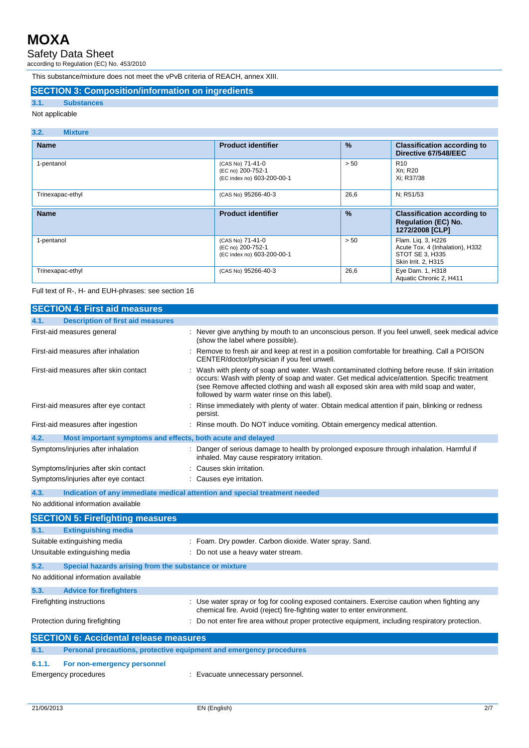This substance/mixture does not meet the vPvB criteria of REACH, annex XIII.

## SECTION 3: Composition/information on ingredients

### 3.1. Substances

Not applicable

### 3.2. Mixture

| Name | Product identifier | % | Classification according to Directive 67/548/EEC |
|---|---|---|---|
| 1-pentanol | (CAS No) 71-41-0<br>(EC no) 200-752-1<br>(EC index no) 603-200-00-1 | > 50 | R10<br>Xn; R20<br>Xi; R37/38 |
| Trinexapac-ethyl | (CAS No) 95266-40-3 | 26,6 | N; R51/53 |

| Name | Product identifier | % | Classification according to Regulation (EC) No. 1272/2008 [CLP] |
|---|---|---|---|
| 1-pentanol | (CAS No) 71-41-0<br>(EC no) 200-752-1<br>(EC index no) 603-200-00-1 | > 50 | Flam. Liq. 3, H226<br>Acute Tox. 4 (Inhalation), H332<br>STOT SE 3, H335<br>Skin Irrit. 2, H315 |
| Trinexapac-ethyl | (CAS No) 95266-40-3 | 26,6 | Eye Dam. 1, H318<br>Aquatic Chronic 2, H411 |

Full text of R-, H- and EUH-phrases: see section 16

## SECTION 4: First aid measures

### 4.1. Description of first aid measures

First-aid measures general : Never give anything by mouth to an unconscious person. If you feel unwell, seek medical advice (show the label where possible).

First-aid measures after inhalation : Remove to fresh air and keep at rest in a position comfortable for breathing. Call a POISON CENTER/doctor/physician if you feel unwell.

First-aid measures after skin contact : Wash with plenty of soap and water. Wash contaminated clothing before reuse. If skin irritation occurs: Wash with plenty of soap and water. Get medical advice/attention. Specific treatment (see Remove affected clothing and wash all exposed skin area with mild soap and water, followed by warm water rinse on this label).

First-aid measures after eye contact : Rinse immediately with plenty of water. Obtain medical attention if pain, blinking or redness persist.

First-aid measures after ingestion : Rinse mouth. Do NOT induce vomiting. Obtain emergency medical attention.

### 4.2. Most important symptoms and effects, both acute and delayed

Symptoms/injuries after inhalation : Danger of serious damage to health by prolonged exposure through inhalation. Harmful if inhaled. May cause respiratory irritation.

Symptoms/injuries after skin contact : Causes skin irritation.

Symptoms/injuries after eye contact : Causes eye irritation.

### 4.3. Indication of any immediate medical attention and special treatment needed

No additional information available

## SECTION 5: Firefighting measures

### 5.1. Extinguishing media

Suitable extinguishing media : Foam. Dry powder. Carbon dioxide. Water spray. Sand.

Unsuitable extinguishing media : Do not use a heavy water stream.

### 5.2. Special hazards arising from the substance or mixture

No additional information available

### 5.3. Advice for firefighters

Firefighting instructions : Use water spray or fog for cooling exposed containers. Exercise caution when fighting any chemical fire. Avoid (reject) fire-fighting water to enter environment.

Protection during firefighting : Do not enter fire area without proper protective equipment, including respiratory protection.

## SECTION 6: Accidental release measures

### 6.1. Personal precautions, protective equipment and emergency procedures

#### 6.1.1. For non-emergency personnel

Emergency procedures : Evacuate unnecessary personnel.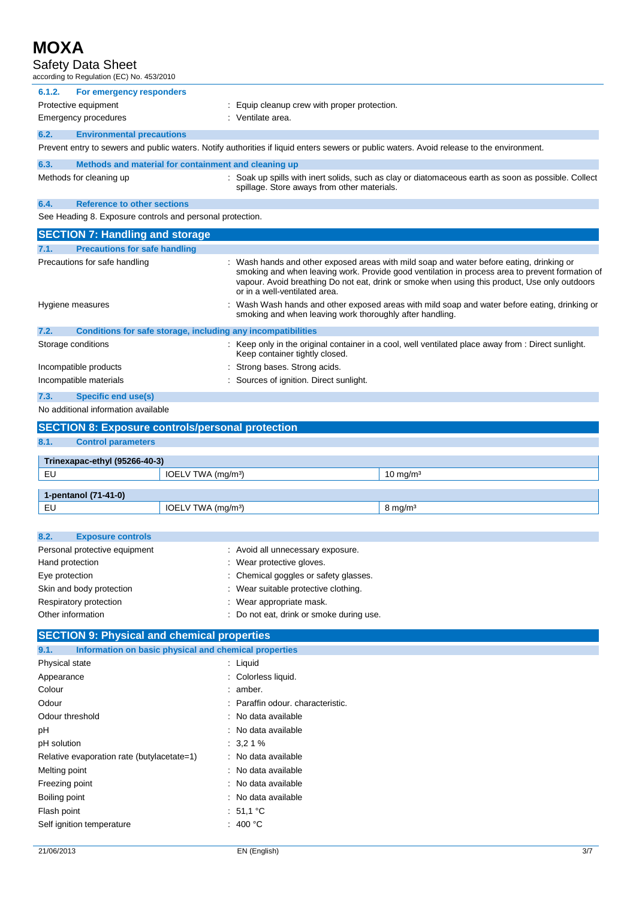#### 6.1.2. For emergency responders

Protective equipment : Equip cleanup crew with proper protection.

Emergency procedures : Ventilate area.

### 6.2. Environmental precautions

Prevent entry to sewers and public waters. Notify authorities if liquid enters sewers or public waters. Avoid release to the environment.

### 6.3. Methods and material for containment and cleaning up

Methods for cleaning up : Soak up spills with inert solids, such as clay or diatomaceous earth as soon as possible. Collect spillage. Store aways from other materials.

### 6.4. Reference to other sections

See Heading 8. Exposure controls and personal protection.

## SECTION 7: Handling and storage

### 7.1. Precautions for safe handling

Precautions for safe handling : Wash hands and other exposed areas with mild soap and water before eating, drinking or smoking and when leaving work. Provide good ventilation in process area to prevent formation of vapour. Avoid breathing Do not eat, drink or smoke when using this product, Use only outdoors or in a well-ventilated area.

Hygiene measures : Wash Wash hands and other exposed areas with mild soap and water before eating, drinking or smoking and when leaving work thoroughly after handling.

### 7.2. Conditions for safe storage, including any incompatibilities

Storage conditions : Keep only in the original container in a cool, well ventilated place away from : Direct sunlight. Keep container tightly closed.

Incompatible products : Strong bases. Strong acids.

Incompatible materials : Sources of ignition. Direct sunlight.

### 7.3. Specific end use(s)

No additional information available

## SECTION 8: Exposure controls/personal protection

### 8.1. Control parameters

| Trinexapac-ethyl (95266-40-3) | | |
|---|---|---|
| EU | IOELV TWA (mg/m³) | 10 mg/m³ |

| 1-pentanol (71-41-0) | | |
|---|---|---|
| EU | IOELV TWA (mg/m³) | 8 mg/m³ |

### 8.2. Exposure controls

Personal protective equipment : Avoid all unnecessary exposure.

Hand protection : Wear protective gloves.

Eye protection : Chemical goggles or safety glasses.

Skin and body protection : Wear suitable protective clothing.

Respiratory protection : Wear appropriate mask.

Other information : Do not eat, drink or smoke during use.

## SECTION 9: Physical and chemical properties

### 9.1. Information on basic physical and chemical properties

Physical state : Liquid

Appearance : Colorless liquid.

Colour : amber.

Odour : Paraffin odour. characteristic.

Odour threshold : No data available

pH : No data available

pH solution : 3,2 1 %

Relative evaporation rate (butylacetate=1) : No data available

Melting point : No data available

Freezing point : No data available

Boiling point : No data available

Flash point : 51,1 °C

Self ignition temperature : 400 °C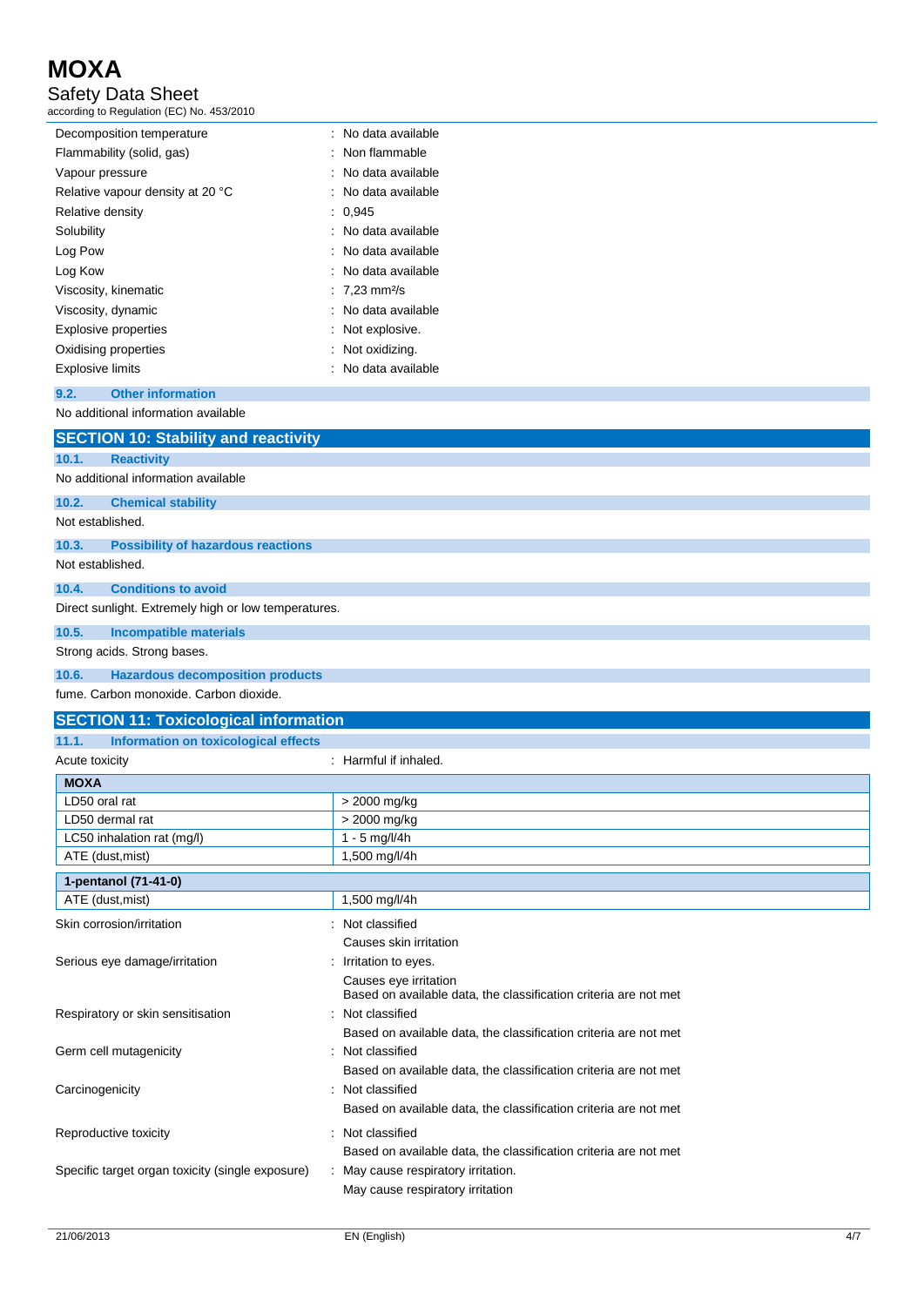| | |
|---|---|
| Decomposition temperature | : No data available |
| Flammability (solid, gas) | : Non flammable |
| Vapour pressure | : No data available |
| Relative vapour density at 20 °C | : No data available |
| Relative density | : 0,945 |
| Solubility | : No data available |
| Log Pow | : No data available |
| Log Kow | : No data available |
| Viscosity, kinematic | : 7,23 $mm^2/s$ |
| Viscosity, dynamic | : No data available |
| Explosive properties | : Not explosive. |
| Oxidising properties | : Not oxidizing. |
| Explosive limits | : No data available |

### 9.2. Other information

No additional information available

## SECTION 10: Stability and reactivity

### 10.1. Reactivity

No additional information available

### 10.2. Chemical stability

Not established.

### 10.3. Possibility of hazardous reactions

Not established.

### 10.4. Conditions to avoid

Direct sunlight. Extremely high or low temperatures.

### 10.5. Incompatible materials

Strong acids. Strong bases.

### 10.6. Hazardous decomposition products

fume. Carbon monoxide. Carbon dioxide.

## SECTION 11: Toxicological information

### 11.1. Information on toxicological effects

Acute toxicity : Harmful if inhaled.

| MOXA | |
|---|---|
| LD50 oral rat | > 2000 mg/kg |
| LD50 dermal rat | > 2000 mg/kg |
| LC50 inhalation rat (mg/l) | 1 - 5 mg/l/4h |
| ATE (dust,mist) | 1,500 mg/l/4h |

| 1-pentanol (71-41-0) | |
|---|---|
| ATE (dust,mist) | 1,500 mg/l/4h |

| | |
|---|---|
| Skin corrosion/irritation | : Not classified<br>Causes skin irritation |
| Serious eye damage/irritation | : Irritation to eyes.<br>Causes eye irritation<br>Based on available data, the classification criteria are not met |
| Respiratory or skin sensitisation | : Not classified<br>Based on available data, the classification criteria are not met |
| Germ cell mutagenicity | : Not classified<br>Based on available data, the classification criteria are not met |
| Carcinogenicity | : Not classified<br>Based on available data, the classification criteria are not met |
| Reproductive toxicity | : Not classified<br>Based on available data, the classification criteria are not met |
| Specific target organ toxicity (single exposure) | : May cause respiratory irritation.<br>May cause respiratory irritation |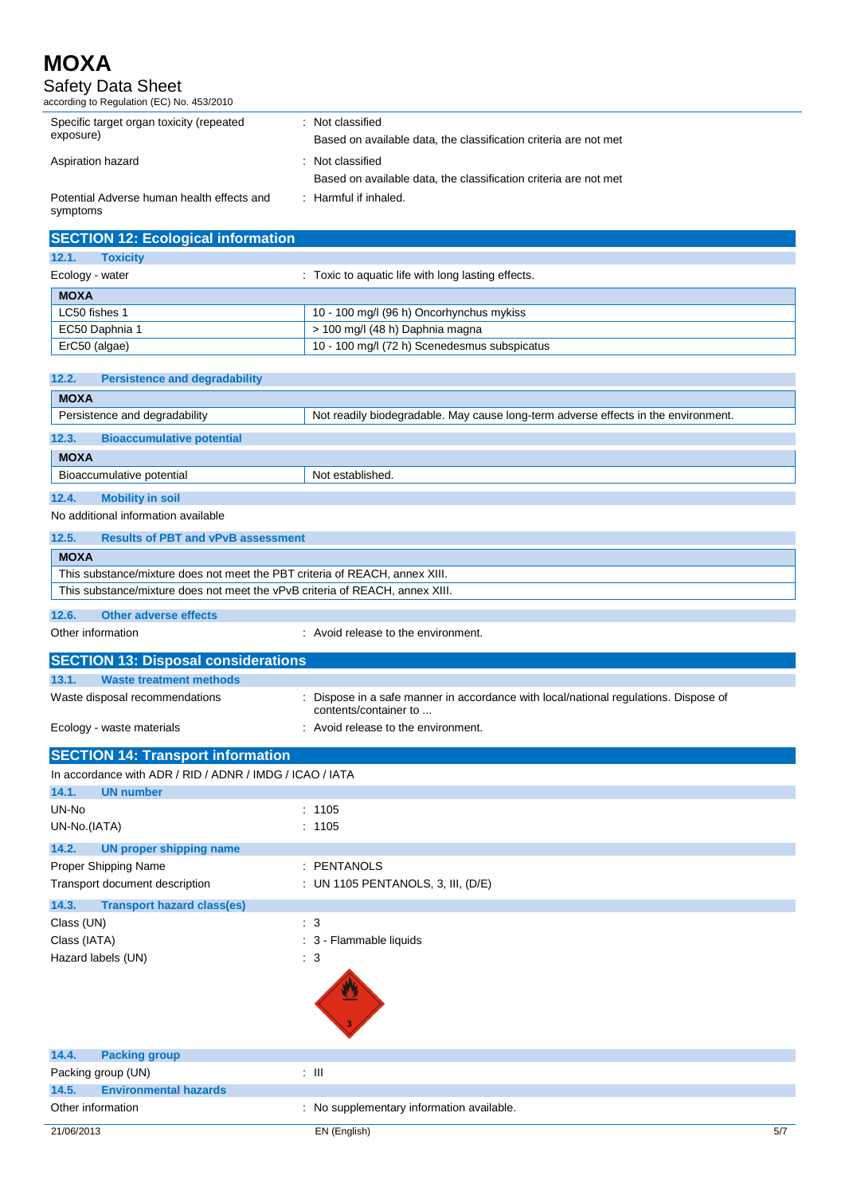| | |
|---|---|
| Specific target organ toxicity (repeated exposure) | : Not classified<br>Based on available data, the classification criteria are not met |
| Aspiration hazard | : Not classified<br>Based on available data, the classification criteria are not met |
| Potential Adverse human health effects and symptoms | : Harmful if inhaled. |

## SECTION 12: Ecological information

### 12.1. Toxicity

Ecology - water : Toxic to aquatic life with long lasting effects.

| MOXA | |
|---|---|
| LC50 fishes 1 | 10 - 100 mg/l (96 h) Oncorhynchus mykiss |
| EC50 Daphnia 1 | > 100 mg/l (48 h) Daphnia magna |
| ErC50 (algae) | 10 - 100 mg/l (72 h) Scenedesmus subspicatus |

### 12.2. Persistence and degradability

| MOXA | |
|---|---|
| Persistence and degradability | Not readily biodegradable. May cause long-term adverse effects in the environment. |

### 12.3. Bioaccumulative potential

| MOXA | |
|---|---|
| Bioaccumulative potential | Not established. |

### 12.4. Mobility in soil

No additional information available

### 12.5. Results of PBT and vPvB assessment

| MOXA |
|---|
| This substance/mixture does not meet the PBT criteria of REACH, annex XIII. |
| This substance/mixture does not meet the vPvB criteria of REACH, annex XIII. |

### 12.6. Other adverse effects

Other information : Avoid release to the environment.

## SECTION 13: Disposal considerations

### 13.1. Waste treatment methods

Waste disposal recommendations : Dispose in a safe manner in accordance with local/national regulations. Dispose of contents/container to ...

Ecology - waste materials : Avoid release to the environment.

## SECTION 14: Transport information

In accordance with ADR / RID / ADNR / IMDG / ICAO / IATA

### 14.1. UN number

UN-No : 1105

UN-No.(IATA) : 1105

### 14.2. UN proper shipping name

Proper Shipping Name : PENTANOLS

Transport document description : UN 1105 PENTANOLS, 3, III, (D/E)

### 14.3. Transport hazard class(es)

Class (UN) : 3

Class (IATA) : 3 - Flammable liquids

Hazard labels (UN) : 3

### 14.4. Packing group

Packing group (UN) : III

### 14.5. Environmental hazards

Other information : No supplementary information available.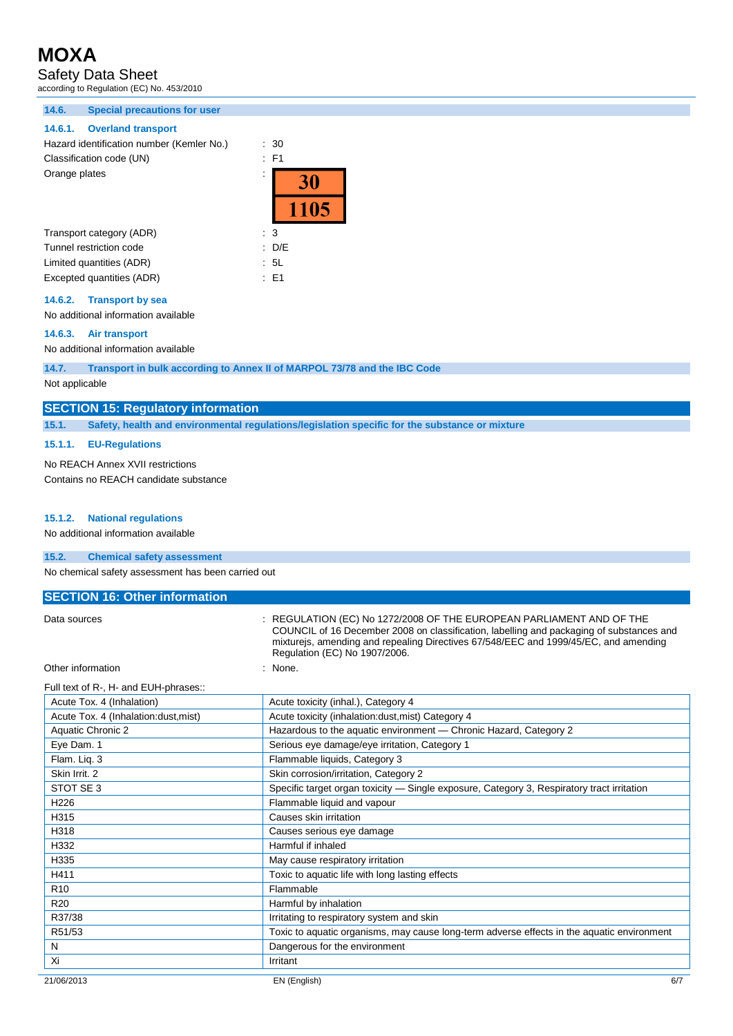### 14.6. Special precautions for user

#### 14.6.1. Overland transport

Hazard identification number (Kemler No.) : 30

Classification code (UN) : F1

Orange plates :

| 30 |
|---|
| 1105 |

Transport category (ADR) : 3

Tunnel restriction code : D/E

Limited quantities (ADR) : 5L

Excepted quantities (ADR) : E1

#### 14.6.2. Transport by sea

No additional information available

#### 14.6.3. Air transport

No additional information available

### 14.7. Transport in bulk according to Annex II of MARPOL 73/78 and the IBC Code

Not applicable

## SECTION 15: Regulatory information

### 15.1. Safety, health and environmental regulations/legislation specific for the substance or mixture

#### 15.1.1. EU-Regulations

No REACH Annex XVII restrictions

Contains no REACH candidate substance

#### 15.1.2. National regulations

No additional information available

### 15.2. Chemical safety assessment

No chemical safety assessment has been carried out

## SECTION 16: Other information

Data sources : REGULATION (EC) No 1272/2008 OF THE EUROPEAN PARLIAMENT AND OF THE COUNCIL of 16 December 2008 on classification, labelling and packaging of substances and mixturejs, amending and repealing Directives 67/548/EEC and 1999/45/EC, and amending Regulation (EC) No 1907/2006.

Other information : None.

Full text of R-, H- and EUH-phrases::

| | |
|---|---|
| Acute Tox. 4 (Inhalation) | Acute toxicity (inhal.), Category 4 |
| Acute Tox. 4 (Inhalation:dust,mist) | Acute toxicity (inhalation:dust,mist) Category 4 |
| Aquatic Chronic 2 | Hazardous to the aquatic environment — Chronic Hazard, Category 2 |
| Eye Dam. 1 | Serious eye damage/eye irritation, Category 1 |
| Flam. Liq. 3 | Flammable liquids, Category 3 |
| Skin Irrit. 2 | Skin corrosion/irritation, Category 2 |
| STOT SE 3 | Specific target organ toxicity — Single exposure, Category 3, Respiratory tract irritation |
| H226 | Flammable liquid and vapour |
| H315 | Causes skin irritation |
| H318 | Causes serious eye damage |
| H332 | Harmful if inhaled |
| H335 | May cause respiratory irritation |
| H411 | Toxic to aquatic life with long lasting effects |
| R10 | Flammable |
| R20 | Harmful by inhalation |
| R37/38 | Irritating to respiratory system and skin |
| R51/53 | Toxic to aquatic organisms, may cause long-term adverse effects in the aquatic environment |
| N | Dangerous for the environment |
| Xi | Irritant |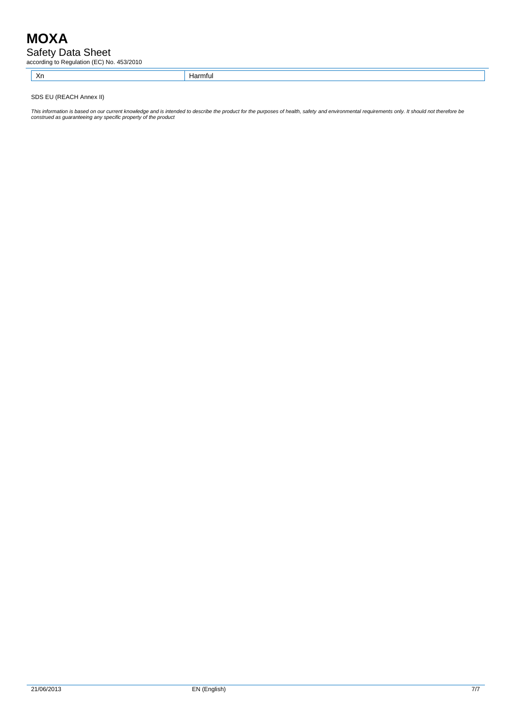| | |
|---|---|
| Xn | Harmful |

SDS EU (REACH Annex II)

*This information is based on our current knowledge and is intended to describe the product for the purposes of health, safety and environmental requirements only. It should not therefore be construed as guaranteeing any specific property of the product*